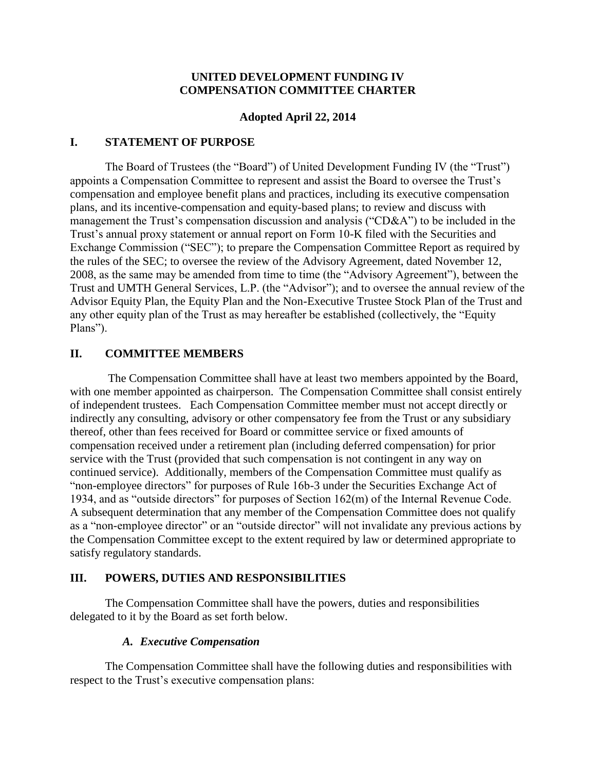# UNITED DEVELOPMENT FUNDING IV
# COMPENSATION COMMITTEE CHARTER

**Adopted April 22, 2014**

## I. STATEMENT OF PURPOSE

The Board of Trustees (the "Board") of United Development Funding IV (the "Trust") appoints a Compensation Committee to represent and assist the Board to oversee the Trust's compensation and employee benefit plans and practices, including its executive compensation plans, and its incentive-compensation and equity-based plans; to review and discuss with management the Trust's compensation discussion and analysis ("CD&A") to be included in the Trust's annual proxy statement or annual report on Form 10-K filed with the Securities and Exchange Commission ("SEC"); to prepare the Compensation Committee Report as required by the rules of the SEC; to oversee the review of the Advisory Agreement, dated November 12, 2008, as the same may be amended from time to time (the "Advisory Agreement"), between the Trust and UMTH General Services, L.P. (the "Advisor"); and to oversee the annual review of the Advisor Equity Plan, the Equity Plan and the Non-Executive Trustee Stock Plan of the Trust and any other equity plan of the Trust as may hereafter be established (collectively, the "Equity Plans").

## II. COMMITTEE MEMBERS

The Compensation Committee shall have at least two members appointed by the Board, with one member appointed as chairperson. The Compensation Committee shall consist entirely of independent trustees. Each Compensation Committee member must not accept directly or indirectly any consulting, advisory or other compensatory fee from the Trust or any subsidiary thereof, other than fees received for Board or committee service or fixed amounts of compensation received under a retirement plan (including deferred compensation) for prior service with the Trust (provided that such compensation is not contingent in any way on continued service). Additionally, members of the Compensation Committee must qualify as "non-employee directors" for purposes of Rule 16b-3 under the Securities Exchange Act of 1934, and as "outside directors" for purposes of Section 162(m) of the Internal Revenue Code. A subsequent determination that any member of the Compensation Committee does not qualify as a "non-employee director" or an "outside director" will not invalidate any previous actions by the Compensation Committee except to the extent required by law or determined appropriate to satisfy regulatory standards.

## III. POWERS, DUTIES AND RESPONSIBILITIES

The Compensation Committee shall have the powers, duties and responsibilities delegated to it by the Board as set forth below.

### *A. Executive Compensation*

The Compensation Committee shall have the following duties and responsibilities with respect to the Trust's executive compensation plans: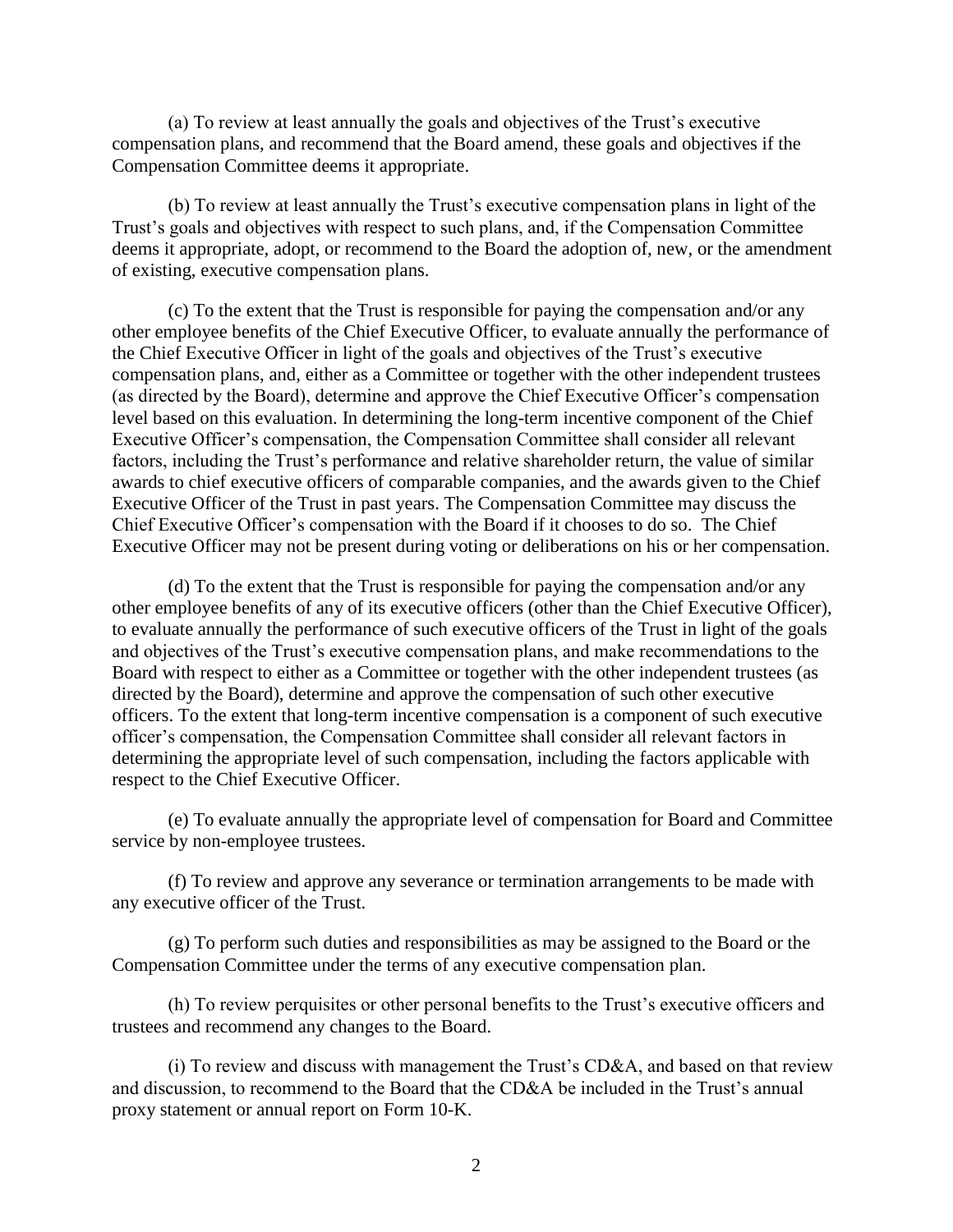(a) To review at least annually the goals and objectives of the Trust's executive compensation plans, and recommend that the Board amend, these goals and objectives if the Compensation Committee deems it appropriate.

(b) To review at least annually the Trust's executive compensation plans in light of the Trust's goals and objectives with respect to such plans, and, if the Compensation Committee deems it appropriate, adopt, or recommend to the Board the adoption of, new, or the amendment of existing, executive compensation plans.

(c) To the extent that the Trust is responsible for paying the compensation and/or any other employee benefits of the Chief Executive Officer, to evaluate annually the performance of the Chief Executive Officer in light of the goals and objectives of the Trust's executive compensation plans, and, either as a Committee or together with the other independent trustees (as directed by the Board), determine and approve the Chief Executive Officer's compensation level based on this evaluation. In determining the long-term incentive component of the Chief Executive Officer's compensation, the Compensation Committee shall consider all relevant factors, including the Trust's performance and relative shareholder return, the value of similar awards to chief executive officers of comparable companies, and the awards given to the Chief Executive Officer of the Trust in past years. The Compensation Committee may discuss the Chief Executive Officer's compensation with the Board if it chooses to do so. The Chief Executive Officer may not be present during voting or deliberations on his or her compensation.

(d) To the extent that the Trust is responsible for paying the compensation and/or any other employee benefits of any of its executive officers (other than the Chief Executive Officer), to evaluate annually the performance of such executive officers of the Trust in light of the goals and objectives of the Trust's executive compensation plans, and make recommendations to the Board with respect to either as a Committee or together with the other independent trustees (as directed by the Board), determine and approve the compensation of such other executive officers. To the extent that long-term incentive compensation is a component of such executive officer's compensation, the Compensation Committee shall consider all relevant factors in determining the appropriate level of such compensation, including the factors applicable with respect to the Chief Executive Officer.

(e) To evaluate annually the appropriate level of compensation for Board and Committee service by non-employee trustees.

(f) To review and approve any severance or termination arrangements to be made with any executive officer of the Trust.

(g) To perform such duties and responsibilities as may be assigned to the Board or the Compensation Committee under the terms of any executive compensation plan.

(h) To review perquisites or other personal benefits to the Trust's executive officers and trustees and recommend any changes to the Board.

(i) To review and discuss with management the Trust's CD&A, and based on that review and discussion, to recommend to the Board that the CD&A be included in the Trust's annual proxy statement or annual report on Form 10-K.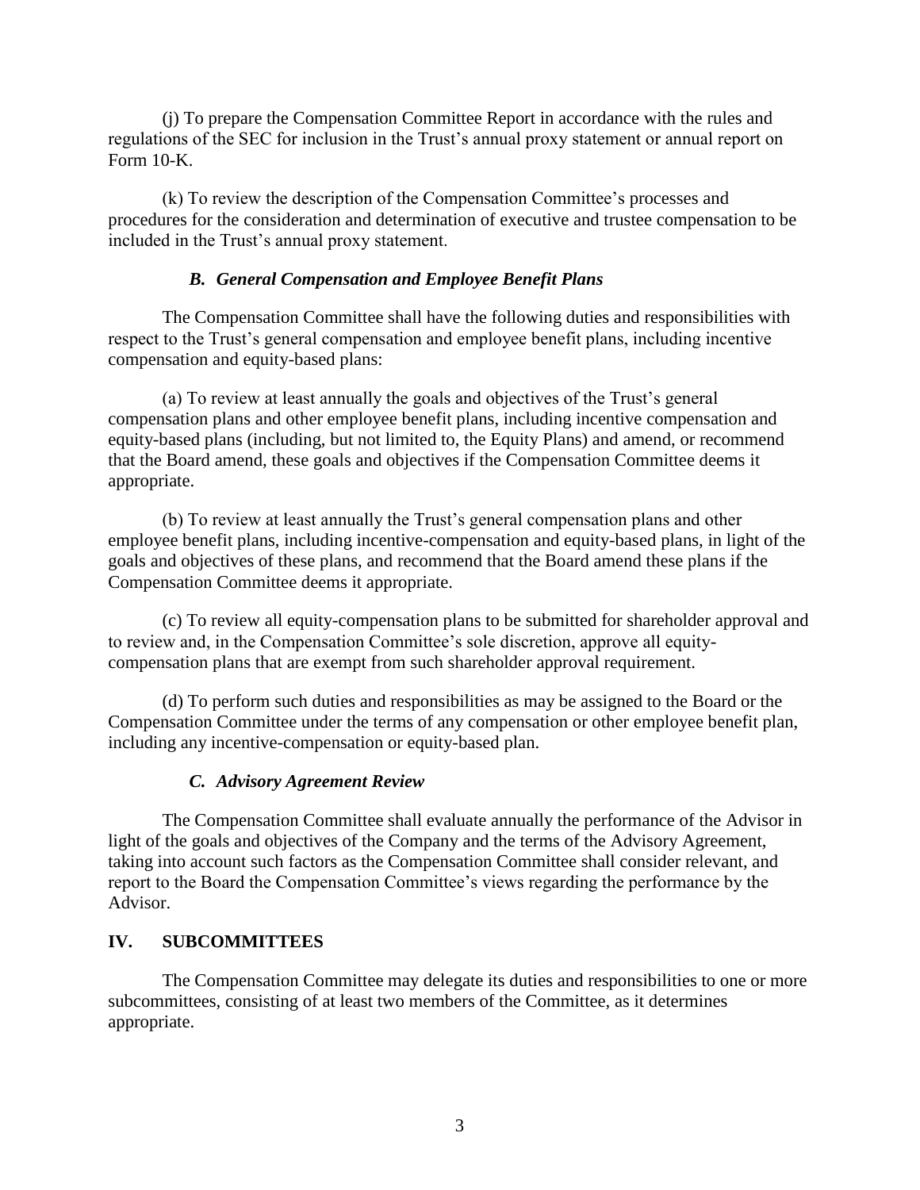(j) To prepare the Compensation Committee Report in accordance with the rules and regulations of the SEC for inclusion in the Trust's annual proxy statement or annual report on Form 10-K.

(k) To review the description of the Compensation Committee's processes and procedures for the consideration and determination of executive and trustee compensation to be included in the Trust's annual proxy statement.

### *B. General Compensation and Employee Benefit Plans*

The Compensation Committee shall have the following duties and responsibilities with respect to the Trust's general compensation and employee benefit plans, including incentive compensation and equity-based plans:

(a) To review at least annually the goals and objectives of the Trust's general compensation plans and other employee benefit plans, including incentive compensation and equity-based plans (including, but not limited to, the Equity Plans) and amend, or recommend that the Board amend, these goals and objectives if the Compensation Committee deems it appropriate.

(b) To review at least annually the Trust's general compensation plans and other employee benefit plans, including incentive-compensation and equity-based plans, in light of the goals and objectives of these plans, and recommend that the Board amend these plans if the Compensation Committee deems it appropriate.

(c) To review all equity-compensation plans to be submitted for shareholder approval and to review and, in the Compensation Committee's sole discretion, approve all equity-compensation plans that are exempt from such shareholder approval requirement.

(d) To perform such duties and responsibilities as may be assigned to the Board or the Compensation Committee under the terms of any compensation or other employee benefit plan, including any incentive-compensation or equity-based plan.

### *C. Advisory Agreement Review*

The Compensation Committee shall evaluate annually the performance of the Advisor in light of the goals and objectives of the Company and the terms of the Advisory Agreement, taking into account such factors as the Compensation Committee shall consider relevant, and report to the Board the Compensation Committee's views regarding the performance by the Advisor.

## IV. SUBCOMMITTEES

The Compensation Committee may delegate its duties and responsibilities to one or more subcommittees, consisting of at least two members of the Committee, as it determines appropriate.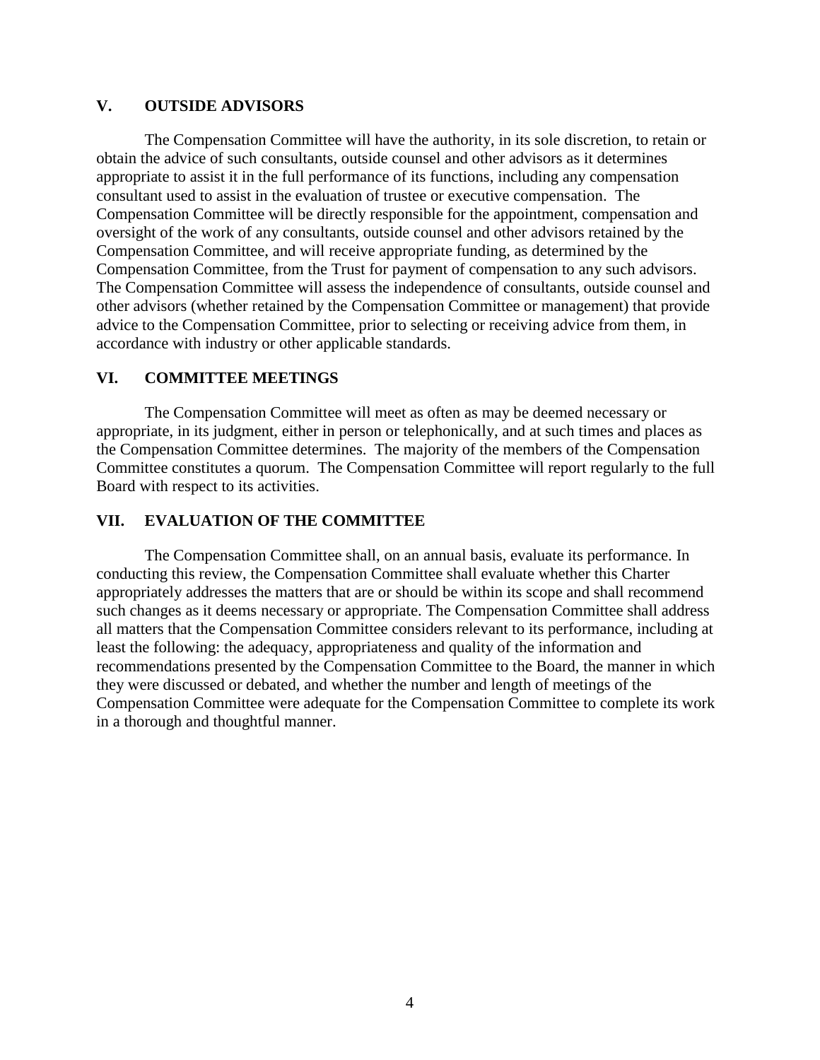## V. OUTSIDE ADVISORS

The Compensation Committee will have the authority, in its sole discretion, to retain or obtain the advice of such consultants, outside counsel and other advisors as it determines appropriate to assist it in the full performance of its functions, including any compensation consultant used to assist in the evaluation of trustee or executive compensation. The Compensation Committee will be directly responsible for the appointment, compensation and oversight of the work of any consultants, outside counsel and other advisors retained by the Compensation Committee, and will receive appropriate funding, as determined by the Compensation Committee, from the Trust for payment of compensation to any such advisors. The Compensation Committee will assess the independence of consultants, outside counsel and other advisors (whether retained by the Compensation Committee or management) that provide advice to the Compensation Committee, prior to selecting or receiving advice from them, in accordance with industry or other applicable standards.

## VI. COMMITTEE MEETINGS

The Compensation Committee will meet as often as may be deemed necessary or appropriate, in its judgment, either in person or telephonically, and at such times and places as the Compensation Committee determines. The majority of the members of the Compensation Committee constitutes a quorum. The Compensation Committee will report regularly to the full Board with respect to its activities.

## VII. EVALUATION OF THE COMMITTEE

The Compensation Committee shall, on an annual basis, evaluate its performance. In conducting this review, the Compensation Committee shall evaluate whether this Charter appropriately addresses the matters that are or should be within its scope and shall recommend such changes as it deems necessary or appropriate. The Compensation Committee shall address all matters that the Compensation Committee considers relevant to its performance, including at least the following: the adequacy, appropriateness and quality of the information and recommendations presented by the Compensation Committee to the Board, the manner in which they were discussed or debated, and whether the number and length of meetings of the Compensation Committee were adequate for the Compensation Committee to complete its work in a thorough and thoughtful manner.